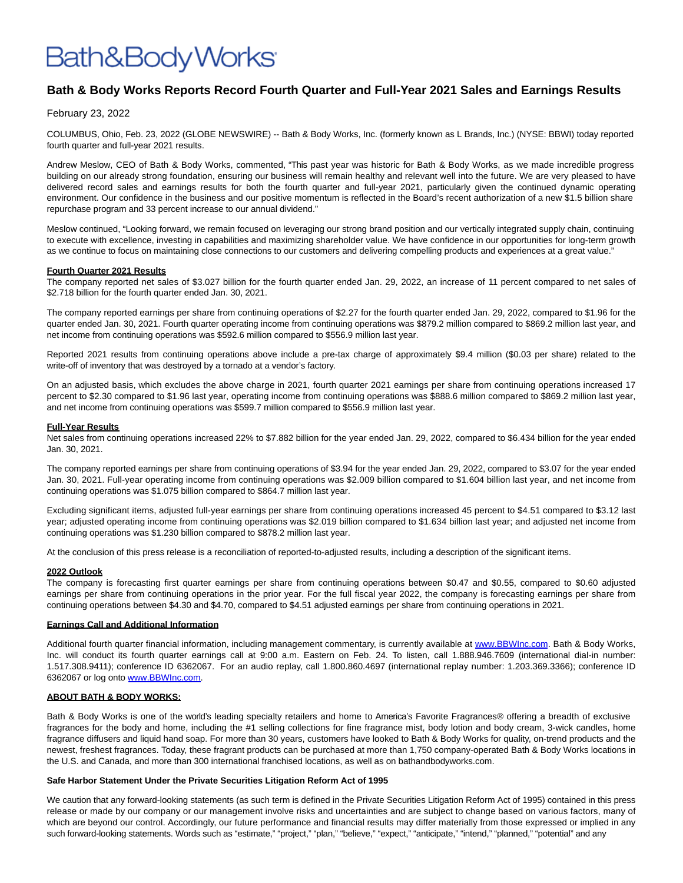Bath&BodyWorks

# Bath & Body Works Reports Record Fourth Quarter and Full-Year 2021 Sales and Earnings Results

February 23, 2022

COLUMBUS, Ohio, Feb. 23, 2022 (GLOBE NEWSWIRE) -- Bath & Body Works, Inc. (formerly known as L Brands, Inc.) (NYSE: BBWI) today reported fourth quarter and full-year 2021 results.

Andrew Meslow, CEO of Bath & Body Works, commented, "This past year was historic for Bath & Body Works, as we made incredible progress building on our already strong foundation, ensuring our business will remain healthy and relevant well into the future. We are very pleased to have delivered record sales and earnings results for both the fourth quarter and full-year 2021, particularly given the continued dynamic operating environment. Our confidence in the business and our positive momentum is reflected in the Board's recent authorization of a new $1.5 billion share repurchase program and 33 percent increase to our annual dividend."

Meslow continued, "Looking forward, we remain focused on leveraging our strong brand position and our vertically integrated supply chain, continuing to execute with excellence, investing in capabilities and maximizing shareholder value. We have confidence in our opportunities for long-term growth as we continue to focus on maintaining close connections to our customers and delivering compelling products and experiences at a great value."

**Fourth Quarter 2021 Results**

The company reported net sales of $3.027 billion for the fourth quarter ended Jan. 29, 2022, an increase of 11 percent compared to net sales of $2.718 billion for the fourth quarter ended Jan. 30, 2021.

The company reported earnings per share from continuing operations of $2.27 for the fourth quarter ended Jan. 29, 2022, compared to $1.96 for the quarter ended Jan. 30, 2021. Fourth quarter operating income from continuing operations was $879.2 million compared to $869.2 million last year, and net income from continuing operations was $592.6 million compared to $556.9 million last year.

Reported 2021 results from continuing operations above include a pre-tax charge of approximately $9.4 million ($0.03 per share) related to the write-off of inventory that was destroyed by a tornado at a vendor's factory.

On an adjusted basis, which excludes the above charge in 2021, fourth quarter 2021 earnings per share from continuing operations increased 17 percent to $2.30 compared to $1.96 last year, operating income from continuing operations was $888.6 million compared to $869.2 million last year, and net income from continuing operations was $599.7 million compared to $556.9 million last year.

**Full-Year Results**

Net sales from continuing operations increased 22% to $7.882 billion for the year ended Jan. 29, 2022, compared to $6.434 billion for the year ended Jan. 30, 2021.

The company reported earnings per share from continuing operations of $3.94 for the year ended Jan. 29, 2022, compared to $3.07 for the year ended Jan. 30, 2021. Full-year operating income from continuing operations was $2.009 billion compared to $1.604 billion last year, and net income from continuing operations was $1.075 billion compared to $864.7 million last year.

Excluding significant items, adjusted full-year earnings per share from continuing operations increased 45 percent to $4.51 compared to $3.12 last year; adjusted operating income from continuing operations was $2.019 billion compared to $1.634 billion last year; and adjusted net income from continuing operations was $1.230 billion compared to $878.2 million last year.

At the conclusion of this press release is a reconciliation of reported-to-adjusted results, including a description of the significant items.

**2022 Outlook**

The company is forecasting first quarter earnings per share from continuing operations between $0.47 and $0.55, compared to $0.60 adjusted earnings per share from continuing operations in the prior year. For the full fiscal year 2022, the company is forecasting earnings per share from continuing operations between $4.30 and $4.70, compared to $4.51 adjusted earnings per share from continuing operations in 2021.

**Earnings Call and Additional Information**

Additional fourth quarter financial information, including management commentary, is currently available at www.BBWInc.com. Bath & Body Works, Inc. will conduct its fourth quarter earnings call at 9:00 a.m. Eastern on Feb. 24. To listen, call 1.888.946.7609 (international dial-in number: 1.517.308.9411); conference ID 6362067. For an audio replay, call 1.800.860.4697 (international replay number: 1.203.369.3366); conference ID 6362067 or log onto www.BBWInc.com.

**ABOUT BATH & BODY WORKS:**

Bath & Body Works is one of the world's leading specialty retailers and home to America's Favorite Fragrances® offering a breadth of exclusive fragrances for the body and home, including the #1 selling collections for fine fragrance mist, body lotion and body cream, 3-wick candles, home fragrance diffusers and liquid hand soap. For more than 30 years, customers have looked to Bath & Body Works for quality, on-trend products and the newest, freshest fragrances. Today, these fragrant products can be purchased at more than 1,750 company-operated Bath & Body Works locations in the U.S. and Canada, and more than 300 international franchised locations, as well as on bathandbodyworks.com.

**Safe Harbor Statement Under the Private Securities Litigation Reform Act of 1995**

We caution that any forward-looking statements (as such term is defined in the Private Securities Litigation Reform Act of 1995) contained in this press release or made by our company or our management involve risks and uncertainties and are subject to change based on various factors, many of which are beyond our control. Accordingly, our future performance and financial results may differ materially from those expressed or implied in any such forward-looking statements. Words such as "estimate," "project," "plan," "believe," "expect," "anticipate," "intend," "planned," "potential" and any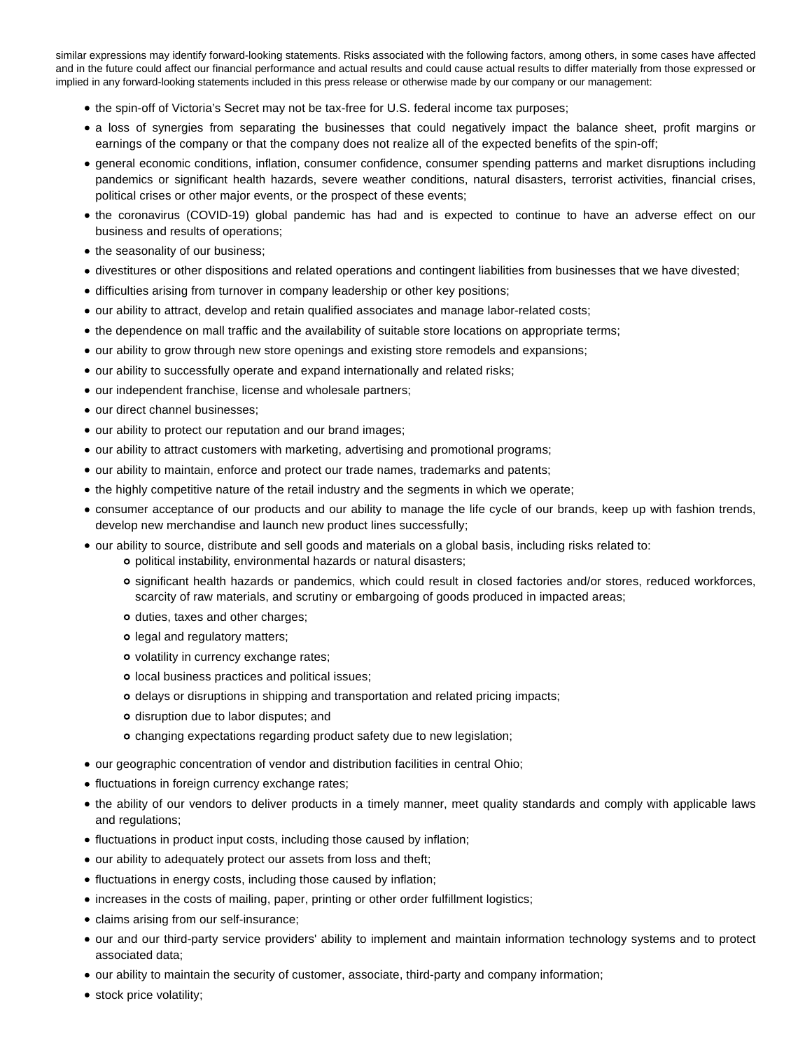similar expressions may identify forward-looking statements. Risks associated with the following factors, among others, in some cases have affected and in the future could affect our financial performance and actual results and could cause actual results to differ materially from those expressed or implied in any forward-looking statements included in this press release or otherwise made by our company or our management:

- the spin-off of Victoria's Secret may not be tax-free for U.S. federal income tax purposes;
- a loss of synergies from separating the businesses that could negatively impact the balance sheet, profit margins or earnings of the company or that the company does not realize all of the expected benefits of the spin-off;
- general economic conditions, inflation, consumer confidence, consumer spending patterns and market disruptions including pandemics or significant health hazards, severe weather conditions, natural disasters, terrorist activities, financial crises, political crises or other major events, or the prospect of these events;
- the coronavirus (COVID-19) global pandemic has had and is expected to continue to have an adverse effect on our business and results of operations;
- the seasonality of our business;
- divestitures or other dispositions and related operations and contingent liabilities from businesses that we have divested;
- difficulties arising from turnover in company leadership or other key positions;
- our ability to attract, develop and retain qualified associates and manage labor-related costs;
- the dependence on mall traffic and the availability of suitable store locations on appropriate terms;
- our ability to grow through new store openings and existing store remodels and expansions;
- our ability to successfully operate and expand internationally and related risks;
- our independent franchise, license and wholesale partners;
- our direct channel businesses;
- our ability to protect our reputation and our brand images;
- our ability to attract customers with marketing, advertising and promotional programs;
- our ability to maintain, enforce and protect our trade names, trademarks and patents;
- the highly competitive nature of the retail industry and the segments in which we operate;
- consumer acceptance of our products and our ability to manage the life cycle of our brands, keep up with fashion trends, develop new merchandise and launch new product lines successfully;
- our ability to source, distribute and sell goods and materials on a global basis, including risks related to:
  - political instability, environmental hazards or natural disasters;
  - significant health hazards or pandemics, which could result in closed factories and/or stores, reduced workforces, scarcity of raw materials, and scrutiny or embargoing of goods produced in impacted areas;
  - duties, taxes and other charges;
  - legal and regulatory matters;
  - volatility in currency exchange rates;
  - local business practices and political issues;
  - delays or disruptions in shipping and transportation and related pricing impacts;
  - disruption due to labor disputes; and
  - changing expectations regarding product safety due to new legislation;
- our geographic concentration of vendor and distribution facilities in central Ohio;
- fluctuations in foreign currency exchange rates;
- the ability of our vendors to deliver products in a timely manner, meet quality standards and comply with applicable laws and regulations;
- fluctuations in product input costs, including those caused by inflation;
- our ability to adequately protect our assets from loss and theft;
- fluctuations in energy costs, including those caused by inflation;
- increases in the costs of mailing, paper, printing or other order fulfillment logistics;
- claims arising from our self-insurance;
- our and our third-party service providers' ability to implement and maintain information technology systems and to protect associated data;
- our ability to maintain the security of customer, associate, third-party and company information;
- stock price volatility;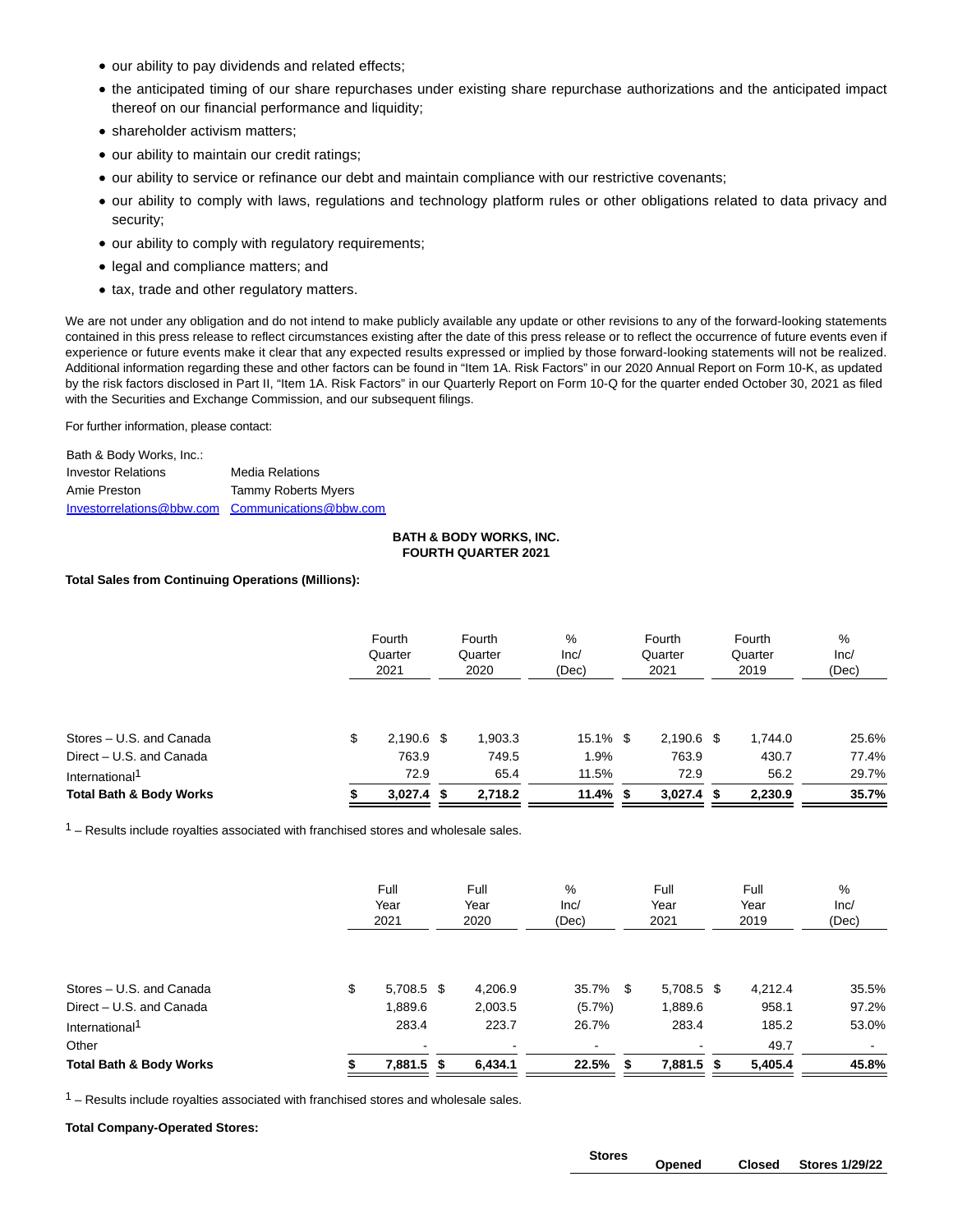- our ability to pay dividends and related effects;
- the anticipated timing of our share repurchases under existing share repurchase authorizations and the anticipated impact thereof on our financial performance and liquidity;
- shareholder activism matters;
- our ability to maintain our credit ratings;
- our ability to service or refinance our debt and maintain compliance with our restrictive covenants;
- our ability to comply with laws, regulations and technology platform rules or other obligations related to data privacy and security;
- our ability to comply with regulatory requirements;
- legal and compliance matters; and
- tax, trade and other regulatory matters.

We are not under any obligation and do not intend to make publicly available any update or other revisions to any of the forward-looking statements contained in this press release to reflect circumstances existing after the date of this press release or to reflect the occurrence of future events even if experience or future events make it clear that any expected results expressed or implied by those forward-looking statements will not be realized. Additional information regarding these and other factors can be found in "Item 1A. Risk Factors" in our 2020 Annual Report on Form 10-K, as updated by the risk factors disclosed in Part II, "Item 1A. Risk Factors" in our Quarterly Report on Form 10-Q for the quarter ended October 30, 2021 as filed with the Securities and Exchange Commission, and our subsequent filings.

For further information, please contact:

Bath & Body Works, Inc.:

| Investor Relations | Media Relations |
|---|---|
| Amie Preston | Tammy Roberts Myers |
| Investorrelations@bbw.com | Communications@bbw.com |

**BATH & BODY WORKS, INC.**
**FOURTH QUARTER 2021**

**Total Sales from Continuing Operations (Millions):**

| | Fourth Quarter 2021 | Fourth Quarter 2020 | % Inc/ (Dec) | Fourth Quarter 2021 | Fourth Quarter 2019 | % Inc/ (Dec) |
|---|---|---|---|---|---|---|
| Stores – U.S. and Canada | $ 2,190.6 | $ 1,903.3 | 15.1% | $ 2,190.6 | $ 1,744.0 | 25.6% |
| Direct – U.S. and Canada | 763.9 | 749.5 | 1.9% | 763.9 | 430.7 | 77.4% |
| International[1] | 72.9 | 65.4 | 11.5% | 72.9 | 56.2 | 29.7% |
| **Total Bath & Body Works** | **$ 3,027.4** | **$ 2,718.2** | **11.4%** | **$ 3,027.4** | **$ 2,230.9** | **35.7%** |

[1] – Results include royalties associated with franchised stores and wholesale sales.

| | Full Year 2021 | Full Year 2020 | % Inc/ (Dec) | Full Year 2021 | Full Year 2019 | % Inc/ (Dec) |
|---|---|---|---|---|---|---|
| Stores – U.S. and Canada | $ 5,708.5 | $ 4,206.9 | 35.7% | $ 5,708.5 | $ 4,212.4 | 35.5% |
| Direct – U.S. and Canada | 1,889.6 | 2,003.5 | (5.7%) | 1,889.6 | 958.1 | 97.2% |
| International[1] | 283.4 | 223.7 | 26.7% | 283.4 | 185.2 | 53.0% |
| Other | - | - | - | - | 49.7 | - |
| **Total Bath & Body Works** | **$ 7,881.5** | **$ 6,434.1** | **22.5%** | **$ 7,881.5** | **$ 5,405.4** | **45.8%** |

[1] – Results include royalties associated with franchised stores and wholesale sales.

**Total Company-Operated Stores:**

| | Stores | Opened | Closed | Stores 1/29/22 |
|---|---|---|---|---|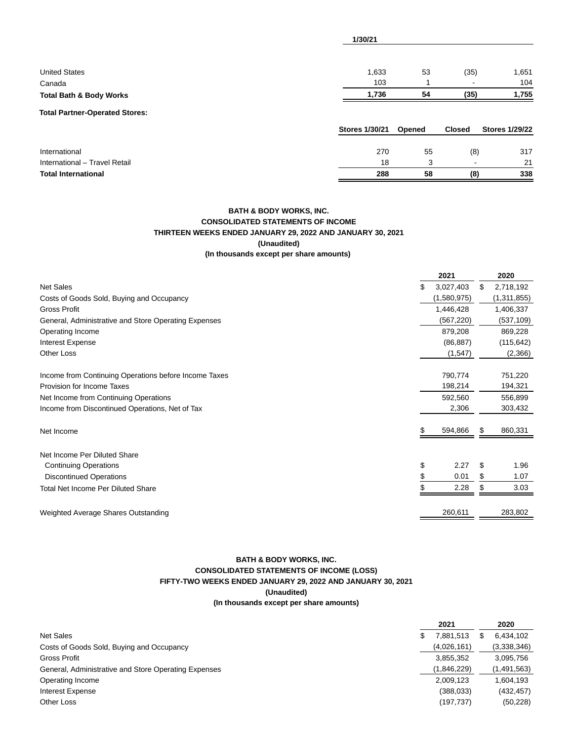| | 1/30/21 | | | |
|---|---|---|---|---|
| United States | 1,633 | 53 | (35) | 1,651 |
| Canada | 103 | 1 | - | 104 |
| **Total Bath & Body Works** | **1,736** | **54** | **(35)** | **1,755** |

**Total Partner-Operated Stores:**

| | Stores 1/30/21 | Opened | Closed | Stores 1/29/22 |
|---|---|---|---|---|
| International | 270 | 55 | (8) | 317 |
| International – Travel Retail | 18 | 3 | - | 21 |
| **Total International** | **288** | **58** | **(8)** | **338** |

**BATH & BODY WORKS, INC.**
**CONSOLIDATED STATEMENTS OF INCOME**
**THIRTEEN WEEKS ENDED JANUARY 29, 2022 AND JANUARY 30, 2021**
**(Unaudited)**
**(In thousands except per share amounts)**

| | 2021 | 2020 |
|---|---|---|
| Net Sales | $ 3,027,403 | $ 2,718,192 |
| Costs of Goods Sold, Buying and Occupancy | (1,580,975) | (1,311,855) |
| Gross Profit | 1,446,428 | 1,406,337 |
| General, Administrative and Store Operating Expenses | (567,220) | (537,109) |
| Operating Income | 879,208 | 869,228 |
| Interest Expense | (86,887) | (115,642) |
| Other Loss | (1,547) | (2,366) |
| Income from Continuing Operations before Income Taxes | 790,774 | 751,220 |
| Provision for Income Taxes | 198,214 | 194,321 |
| Net Income from Continuing Operations | 592,560 | 556,899 |
| Income from Discontinued Operations, Net of Tax | 2,306 | 303,432 |
| Net Income | $ 594,866 | $ 860,331 |
| Net Income Per Diluted Share | | |
| Continuing Operations | $ 2.27 | $ 1.96 |
| Discontinued Operations | $ 0.01 | $ 1.07 |
| Total Net Income Per Diluted Share | $ 2.28 | $ 3.03 |
| Weighted Average Shares Outstanding | 260,611 | 283,802 |

**BATH & BODY WORKS, INC.**
**CONSOLIDATED STATEMENTS OF INCOME (LOSS)**
**FIFTY-TWO WEEKS ENDED JANUARY 29, 2022 AND JANUARY 30, 2021**
**(Unaudited)**
**(In thousands except per share amounts)**

| | 2021 | 2020 |
|---|---|---|
| Net Sales | $ 7,881,513 | $ 6,434,102 |
| Costs of Goods Sold, Buying and Occupancy | (4,026,161) | (3,338,346) |
| Gross Profit | 3,855,352 | 3,095,756 |
| General, Administrative and Store Operating Expenses | (1,846,229) | (1,491,563) |
| Operating Income | 2,009,123 | 1,604,193 |
| Interest Expense | (388,033) | (432,457) |
| Other Loss | (197,737) | (50,228) |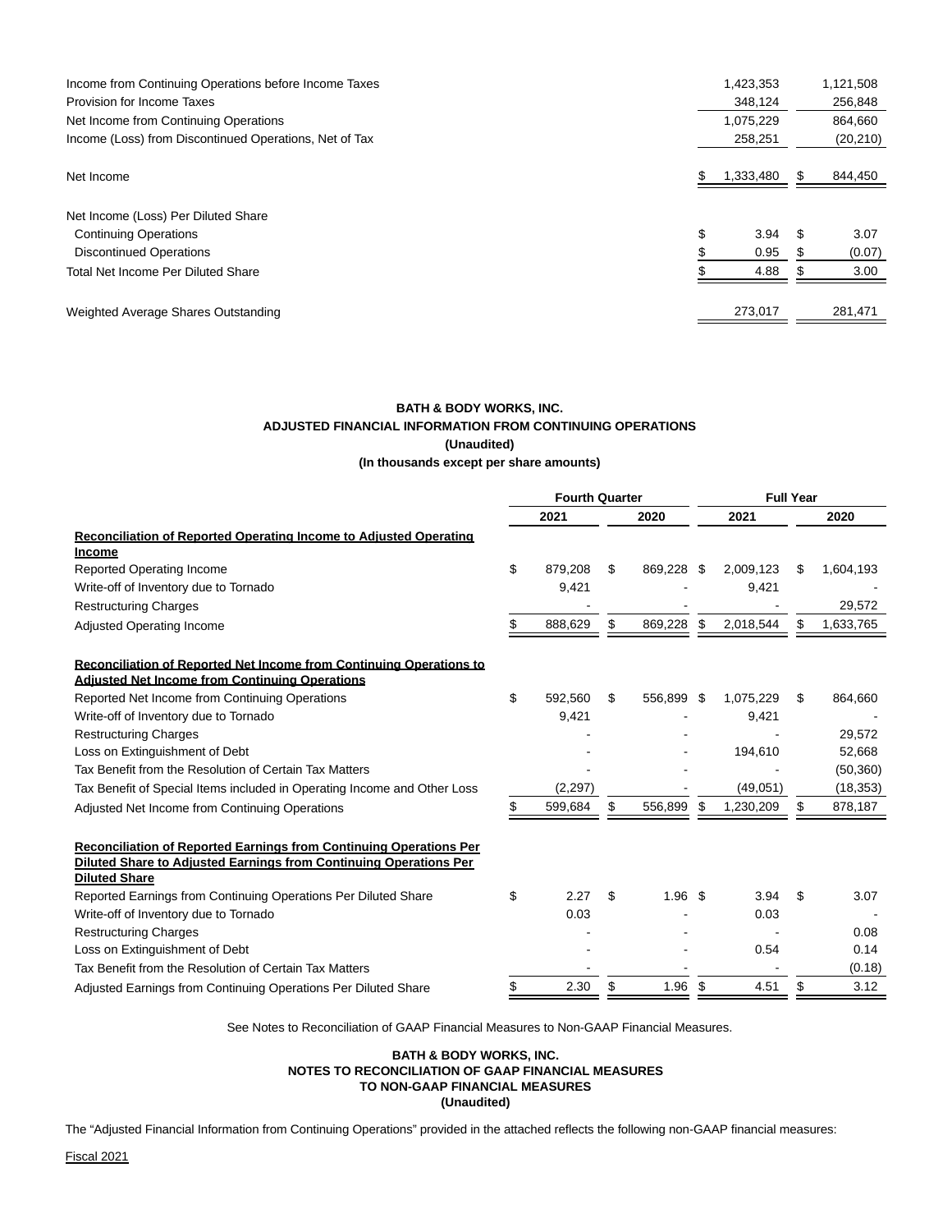| | | |
|---|---|---|
| Income from Continuing Operations before Income Taxes | 1,423,353 | 1,121,508 |
| Provision for Income Taxes | 348,124 | 256,848 |
| Net Income from Continuing Operations | 1,075,229 | 864,660 |
| Income (Loss) from Discontinued Operations, Net of Tax | 258,251 | (20,210) |
| Net Income | $ 1,333,480 | $ 844,450 |
| Net Income (Loss) Per Diluted Share | | |
| Continuing Operations | $ 3.94 | $ 3.07 |
| Discontinued Operations | $ 0.95 | $ (0.07) |
| Total Net Income Per Diluted Share | $ 4.88 | $ 3.00 |
| Weighted Average Shares Outstanding | 273,017 | 281,471 |

**BATH & BODY WORKS, INC.**
**ADJUSTED FINANCIAL INFORMATION FROM CONTINUING OPERATIONS**
**(Unaudited)**
**(In thousands except per share amounts)**

| | Fourth Quarter | | Full Year | |
|---|---|---|---|---|
| | 2021 | 2020 | 2021 | 2020 |
| **Reconciliation of Reported Operating Income to Adjusted Operating Income** | | | | |
| Reported Operating Income | $ 879,208 | $ 869,228 | $ 2,009,123 | $ 1,604,193 |
| Write-off of Inventory due to Tornado | 9,421 | - | 9,421 | - |
| Restructuring Charges | - | - | - | 29,572 |
| Adjusted Operating Income | $ 888,629 | $ 869,228 | $ 2,018,544 | $ 1,633,765 |
| **Reconciliation of Reported Net Income from Continuing Operations to Adjusted Net Income from Continuing Operations** | | | | |
| Reported Net Income from Continuing Operations | $ 592,560 | $ 556,899 | $ 1,075,229 | $ 864,660 |
| Write-off of Inventory due to Tornado | 9,421 | - | 9,421 | - |
| Restructuring Charges | - | - | - | 29,572 |
| Loss on Extinguishment of Debt | - | - | 194,610 | 52,668 |
| Tax Benefit from the Resolution of Certain Tax Matters | - | - | - | (50,360) |
| Tax Benefit of Special Items included in Operating Income and Other Loss | (2,297) | - | (49,051) | (18,353) |
| Adjusted Net Income from Continuing Operations | $ 599,684 | $ 556,899 | $ 1,230,209 | $ 878,187 |
| **Reconciliation of Reported Earnings from Continuing Operations Per Diluted Share to Adjusted Earnings from Continuing Operations Per Diluted Share** | | | | |
| Reported Earnings from Continuing Operations Per Diluted Share | $ 2.27 | $ 1.96 | $ 3.94 | $ 3.07 |
| Write-off of Inventory due to Tornado | 0.03 | - | 0.03 | - |
| Restructuring Charges | - | - | - | 0.08 |
| Loss on Extinguishment of Debt | - | - | 0.54 | 0.14 |
| Tax Benefit from the Resolution of Certain Tax Matters | - | - | - | (0.18) |
| Adjusted Earnings from Continuing Operations Per Diluted Share | $ 2.30 | $ 1.96 | $ 4.51 | $ 3.12 |

See Notes to Reconciliation of GAAP Financial Measures to Non-GAAP Financial Measures.

**BATH & BODY WORKS, INC.**
**NOTES TO RECONCILIATION OF GAAP FINANCIAL MEASURES**
**TO NON-GAAP FINANCIAL MEASURES**
**(Unaudited)**

The "Adjusted Financial Information from Continuing Operations" provided in the attached reflects the following non-GAAP financial measures:

Fiscal 2021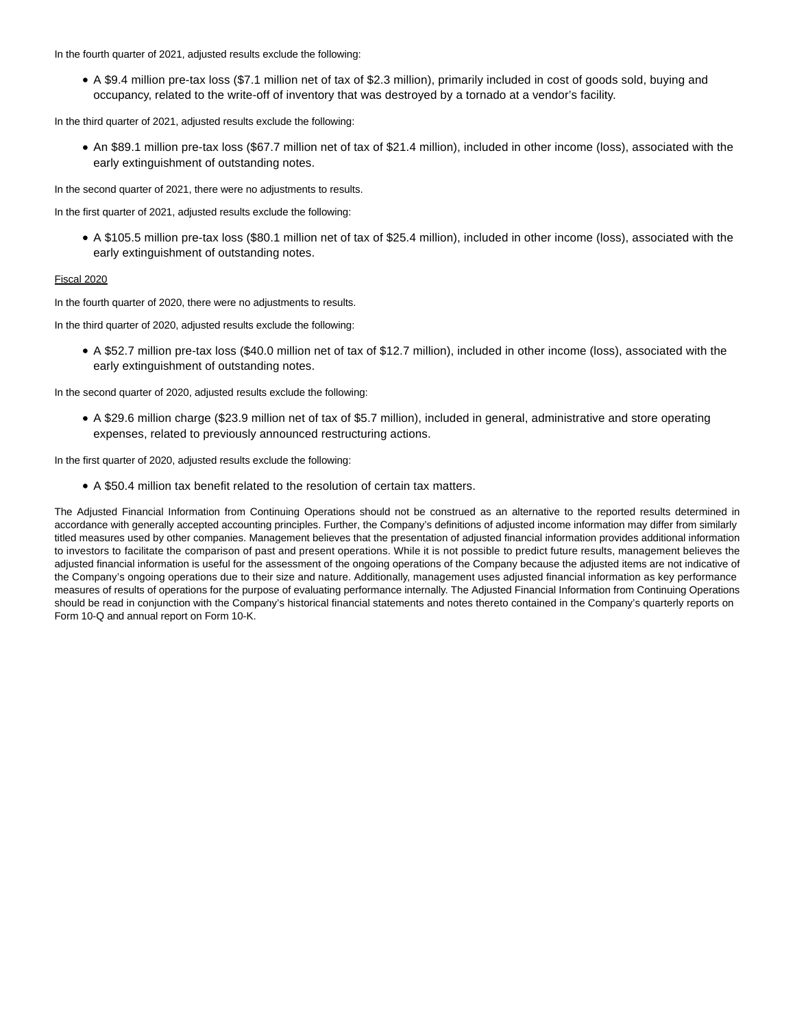In the fourth quarter of 2021, adjusted results exclude the following:

- A $9.4 million pre-tax loss ($7.1 million net of tax of $2.3 million), primarily included in cost of goods sold, buying and occupancy, related to the write-off of inventory that was destroyed by a tornado at a vendor's facility.

In the third quarter of 2021, adjusted results exclude the following:

- An $89.1 million pre-tax loss ($67.7 million net of tax of $21.4 million), included in other income (loss), associated with the early extinguishment of outstanding notes.

In the second quarter of 2021, there were no adjustments to results.

In the first quarter of 2021, adjusted results exclude the following:

- A $105.5 million pre-tax loss ($80.1 million net of tax of $25.4 million), included in other income (loss), associated with the early extinguishment of outstanding notes.

Fiscal 2020

In the fourth quarter of 2020, there were no adjustments to results.

In the third quarter of 2020, adjusted results exclude the following:

- A $52.7 million pre-tax loss ($40.0 million net of tax of $12.7 million), included in other income (loss), associated with the early extinguishment of outstanding notes.

In the second quarter of 2020, adjusted results exclude the following:

- A $29.6 million charge ($23.9 million net of tax of $5.7 million), included in general, administrative and store operating expenses, related to previously announced restructuring actions.

In the first quarter of 2020, adjusted results exclude the following:

- A $50.4 million tax benefit related to the resolution of certain tax matters.

The Adjusted Financial Information from Continuing Operations should not be construed as an alternative to the reported results determined in accordance with generally accepted accounting principles. Further, the Company's definitions of adjusted income information may differ from similarly titled measures used by other companies. Management believes that the presentation of adjusted financial information provides additional information to investors to facilitate the comparison of past and present operations. While it is not possible to predict future results, management believes the adjusted financial information is useful for the assessment of the ongoing operations of the Company because the adjusted items are not indicative of the Company's ongoing operations due to their size and nature. Additionally, management uses adjusted financial information as key performance measures of results of operations for the purpose of evaluating performance internally. The Adjusted Financial Information from Continuing Operations should be read in conjunction with the Company's historical financial statements and notes thereto contained in the Company's quarterly reports on Form 10-Q and annual report on Form 10-K.